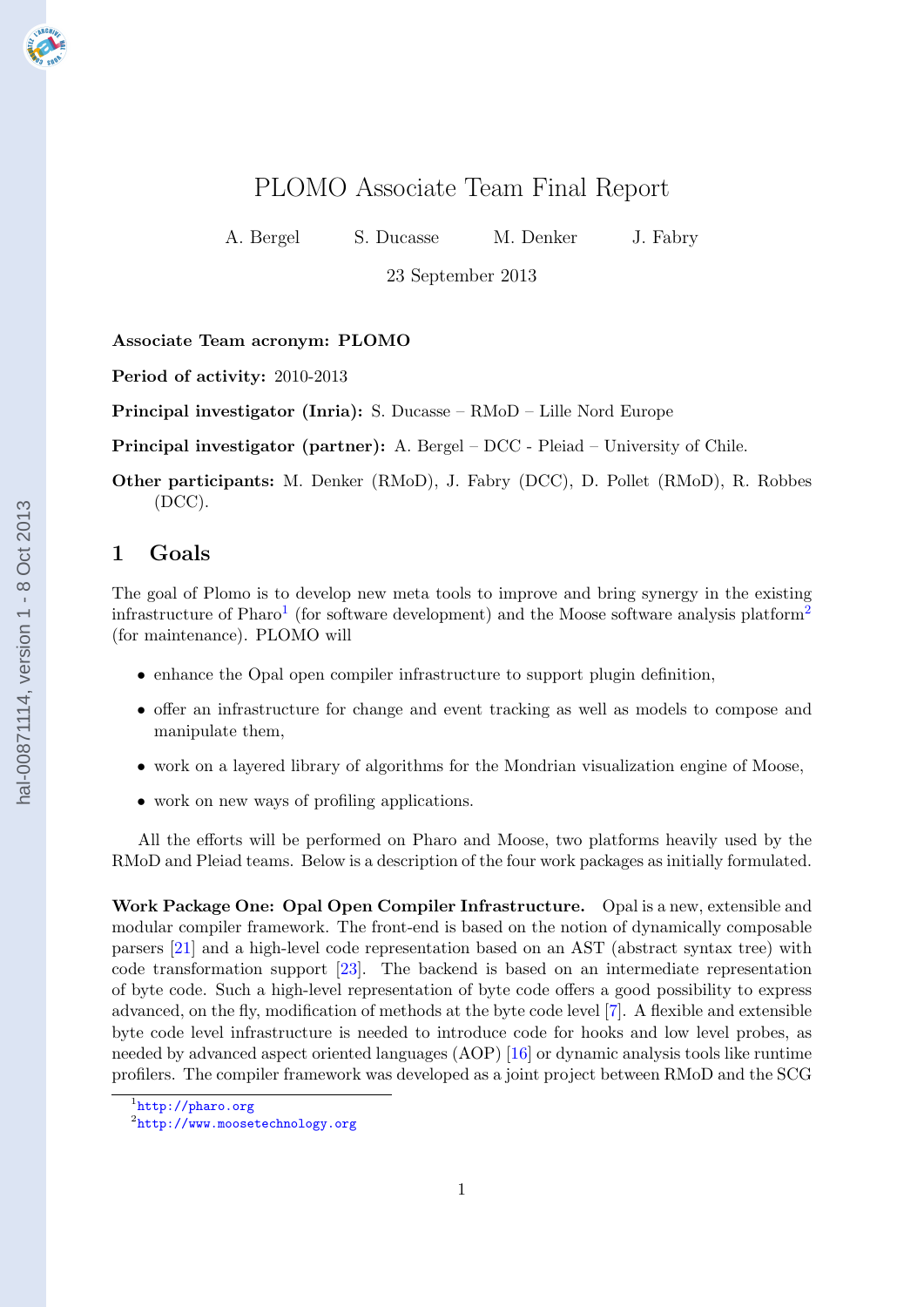# PLOMO Associate Team Final Report

A. Bergel S. Ducasse M. Denker J. Fabry

23 September 2013

**Associate Team acronym: PLOMO**

**Period of activity:** 2010-2013

**Principal investigator (Inria):** S. Ducasse – RMoD – Lille Nord Europe

**Principal investigator (partner):** A. Bergel – DCC - Pleiad – University of Chile.

**Other participants:** M. Denker (RMoD), J. Fabry (DCC), D. Pollet (RMoD), R. Robbes (DCC).

## 1 Goals

The goal of Plomo is to develop new meta tools to improve and bring synergy in the existing infrastructure of Pharo[1] (for software development) and the Moose software analysis platform[2] (for maintenance). PLOMO will

- enhance the Opal open compiler infrastructure to support plugin definition,
- offer an infrastructure for change and event tracking as well as models to compose and manipulate them,
- work on a layered library of algorithms for the Mondrian visualization engine of Moose,
- work on new ways of profiling applications.

All the efforts will be performed on Pharo and Moose, two platforms heavily used by the RMoD and Pleiad teams. Below is a description of the four work packages as initially formulated.

**Work Package One: Opal Open Compiler Infrastructure.** Opal is a new, extensible and modular compiler framework. The front-end is based on the notion of dynamically composable parsers [21] and a high-level code representation based on an AST (abstract syntax tree) with code transformation support [23]. The backend is based on an intermediate representation of byte code. Such a high-level representation of byte code offers a good possibility to express advanced, on the fly, modification of methods at the byte code level [7]. A flexible and extensible byte code level infrastructure is needed to introduce code for hooks and low level probes, as needed by advanced aspect oriented languages (AOP) [16] or dynamic analysis tools like runtime profilers. The compiler framework was developed as a joint project between RMoD and the SCG

[1] http://pharo.org

[2] http://www.moosetechnology.org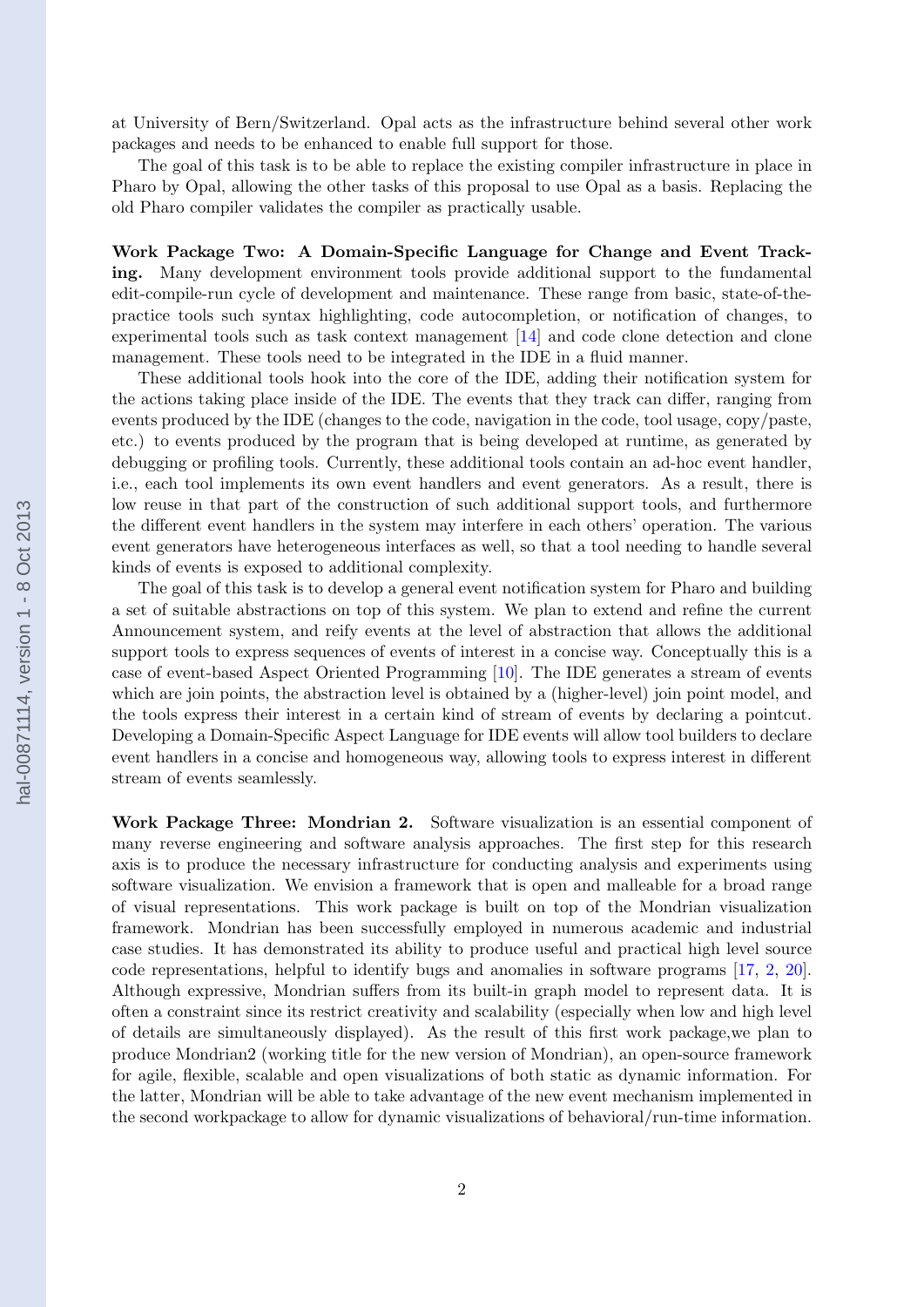at University of Bern/Switzerland. Opal acts as the infrastructure behind several other work packages and needs to be enhanced to enable full support for those.

The goal of this task is to be able to replace the existing compiler infrastructure in place in Pharo by Opal, allowing the other tasks of this proposal to use Opal as a basis. Replacing the old Pharo compiler validates the compiler as practically usable.

**Work Package Two: A Domain-Specific Language for Change and Event Tracking.** Many development environment tools provide additional support to the fundamental edit-compile-run cycle of development and maintenance. These range from basic, state-of-the-practice tools such syntax highlighting, code autocompletion, or notification of changes, to experimental tools such as task context management [14] and code clone detection and clone management. These tools need to be integrated in the IDE in a fluid manner.

These additional tools hook into the core of the IDE, adding their notification system for the actions taking place inside of the IDE. The events that they track can differ, ranging from events produced by the IDE (changes to the code, navigation in the code, tool usage, copy/paste, etc.) to events produced by the program that is being developed at runtime, as generated by debugging or profiling tools. Currently, these additional tools contain an ad-hoc event handler, i.e., each tool implements its own event handlers and event generators. As a result, there is low reuse in that part of the construction of such additional support tools, and furthermore the different event handlers in the system may interfere in each others' operation. The various event generators have heterogeneous interfaces as well, so that a tool needing to handle several kinds of events is exposed to additional complexity.

The goal of this task is to develop a general event notification system for Pharo and building a set of suitable abstractions on top of this system. We plan to extend and refine the current Announcement system, and reify events at the level of abstraction that allows the additional support tools to express sequences of events of interest in a concise way. Conceptually this is a case of event-based Aspect Oriented Programming [10]. The IDE generates a stream of events which are join points, the abstraction level is obtained by a (higher-level) join point model, and the tools express their interest in a certain kind of stream of events by declaring a pointcut. Developing a Domain-Specific Aspect Language for IDE events will allow tool builders to declare event handlers in a concise and homogeneous way, allowing tools to express interest in different stream of events seamlessly.

**Work Package Three: Mondrian 2.** Software visualization is an essential component of many reverse engineering and software analysis approaches. The first step for this research axis is to produce the necessary infrastructure for conducting analysis and experiments using software visualization. We envision a framework that is open and malleable for a broad range of visual representations. This work package is built on top of the Mondrian visualization framework. Mondrian has been successfully employed in numerous academic and industrial case studies. It has demonstrated its ability to produce useful and practical high level source code representations, helpful to identify bugs and anomalies in software programs [17, 2, 20]. Although expressive, Mondrian suffers from its built-in graph model to represent data. It is often a constraint since its restrict creativity and scalability (especially when low and high level of details are simultaneously displayed). As the result of this first work package,we plan to produce Mondrian2 (working title for the new version of Mondrian), an open-source framework for agile, flexible, scalable and open visualizations of both static as dynamic information. For the latter, Mondrian will be able to take advantage of the new event mechanism implemented in the second workpackage to allow for dynamic visualizations of behavioral/run-time information.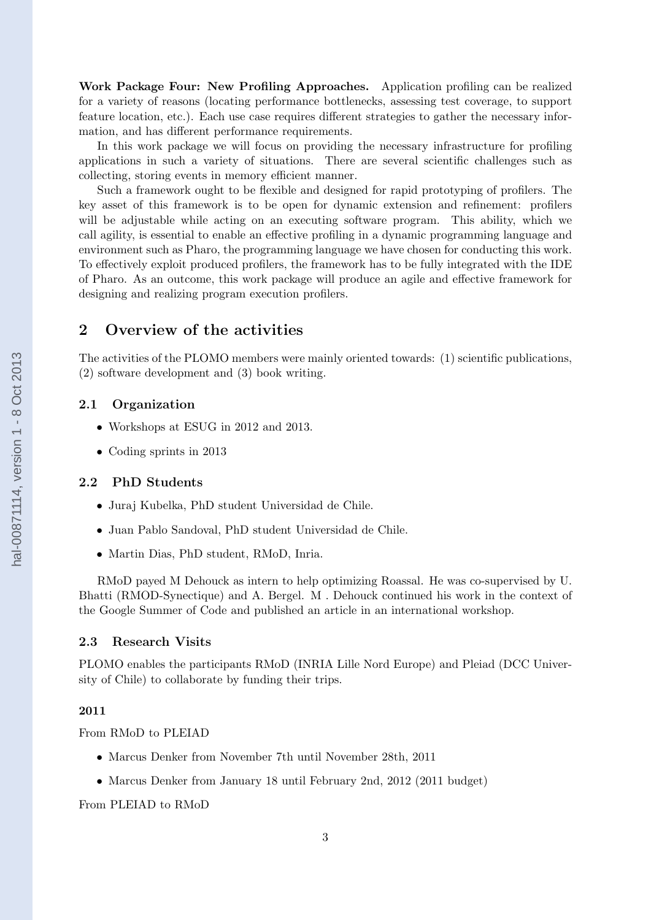**Work Package Four: New Profiling Approaches.** Application profiling can be realized for a variety of reasons (locating performance bottlenecks, assessing test coverage, to support feature location, etc.). Each use case requires different strategies to gather the necessary information, and has different performance requirements.

In this work package we will focus on providing the necessary infrastructure for profiling applications in such a variety of situations. There are several scientific challenges such as collecting, storing events in memory efficient manner.

Such a framework ought to be flexible and designed for rapid prototyping of profilers. The key asset of this framework is to be open for dynamic extension and refinement: profilers will be adjustable while acting on an executing software program. This ability, which we call agility, is essential to enable an effective profiling in a dynamic programming language and environment such as Pharo, the programming language we have chosen for conducting this work. To effectively exploit produced profilers, the framework has to be fully integrated with the IDE of Pharo. As an outcome, this work package will produce an agile and effective framework for designing and realizing program execution profilers.

## 2 Overview of the activities

The activities of the PLOMO members were mainly oriented towards: (1) scientific publications, (2) software development and (3) book writing.

### 2.1 Organization

- Workshops at ESUG in 2012 and 2013.
- Coding sprints in 2013

### 2.2 PhD Students

- Juraj Kubelka, PhD student Universidad de Chile.
- Juan Pablo Sandoval, PhD student Universidad de Chile.
- Martin Dias, PhD student, RMoD, Inria.

RMoD payed M Dehouck as intern to help optimizing Roassal. He was co-supervised by U. Bhatti (RMOD-Synectique) and A. Bergel. M . Dehouck continued his work in the context of the Google Summer of Code and published an article in an international workshop.

### 2.3 Research Visits

PLOMO enables the participants RMoD (INRIA Lille Nord Europe) and Pleiad (DCC University of Chile) to collaborate by funding their trips.

**2011**

From RMoD to PLEIAD

- Marcus Denker from November 7th until November 28th, 2011
- Marcus Denker from January 18 until February 2nd, 2012 (2011 budget)

From PLEIAD to RMoD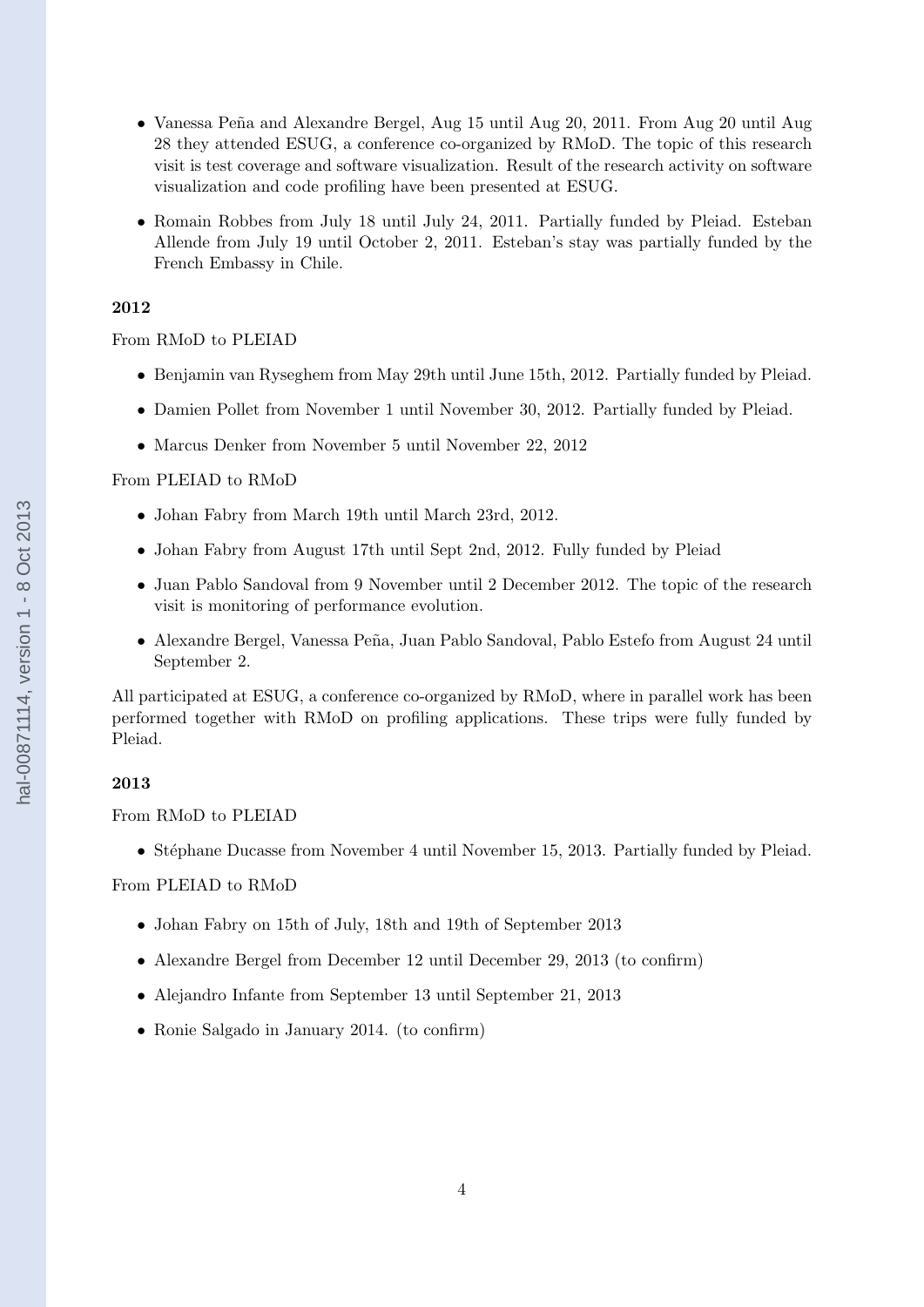- Vanessa Peña and Alexandre Bergel, Aug 15 until Aug 20, 2011. From Aug 20 until Aug 28 they attended ESUG, a conference co-organized by RMoD. The topic of this research visit is test coverage and software visualization. Result of the research activity on software visualization and code profiling have been presented at ESUG.
- Romain Robbes from July 18 until July 24, 2011. Partially funded by Pleiad. Esteban Allende from July 19 until October 2, 2011. Esteban's stay was partially funded by the French Embassy in Chile.

**2012**

From RMoD to PLEIAD

- Benjamin van Ryseghem from May 29th until June 15th, 2012. Partially funded by Pleiad.
- Damien Pollet from November 1 until November 30, 2012. Partially funded by Pleiad.
- Marcus Denker from November 5 until November 22, 2012

From PLEIAD to RMoD

- Johan Fabry from March 19th until March 23rd, 2012.
- Johan Fabry from August 17th until Sept 2nd, 2012. Fully funded by Pleiad
- Juan Pablo Sandoval from 9 November until 2 December 2012. The topic of the research visit is monitoring of performance evolution.
- Alexandre Bergel, Vanessa Peña, Juan Pablo Sandoval, Pablo Estefo from August 24 until September 2.

All participated at ESUG, a conference co-organized by RMoD, where in parallel work has been performed together with RMoD on profiling applications. These trips were fully funded by Pleiad.

**2013**

From RMoD to PLEIAD

- Stéphane Ducasse from November 4 until November 15, 2013. Partially funded by Pleiad.

From PLEIAD to RMoD

- Johan Fabry on 15th of July, 18th and 19th of September 2013
- Alexandre Bergel from December 12 until December 29, 2013 (to confirm)
- Alejandro Infante from September 13 until September 21, 2013
- Ronie Salgado in January 2014. (to confirm)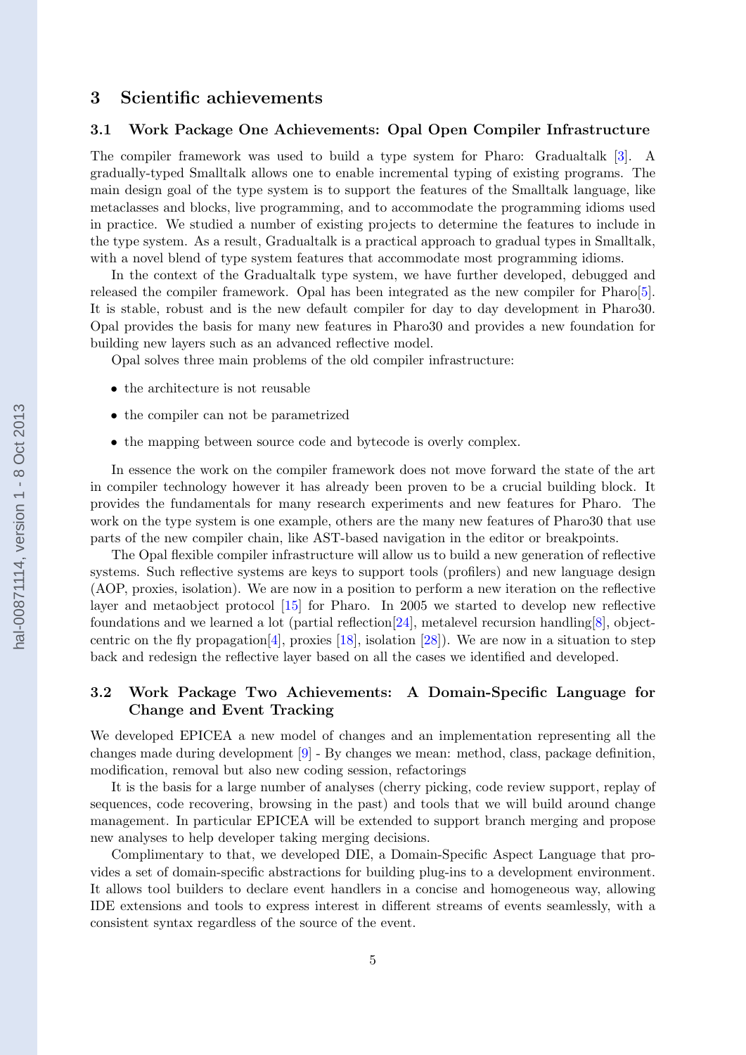## 3 Scientific achievements

### 3.1 Work Package One Achievements: Opal Open Compiler Infrastructure

The compiler framework was used to build a type system for Pharo: Gradualtalk [3]. A gradually-typed Smalltalk allows one to enable incremental typing of existing programs. The main design goal of the type system is to support the features of the Smalltalk language, like metaclasses and blocks, live programming, and to accommodate the programming idioms used in practice. We studied a number of existing projects to determine the features to include in the type system. As a result, Gradualtalk is a practical approach to gradual types in Smalltalk, with a novel blend of type system features that accommodate most programming idioms.

In the context of the Gradualtalk type system, we have further developed, debugged and released the compiler framework. Opal has been integrated as the new compiler for Pharo[5]. It is stable, robust and is the new default compiler for day to day development in Pharo30. Opal provides the basis for many new features in Pharo30 and provides a new foundation for building new layers such as an advanced reflective model.

Opal solves three main problems of the old compiler infrastructure:

- the architecture is not reusable
- the compiler can not be parametrized
- the mapping between source code and bytecode is overly complex.

In essence the work on the compiler framework does not move forward the state of the art in compiler technology however it has already been proven to be a crucial building block. It provides the fundamentals for many research experiments and new features for Pharo. The work on the type system is one example, others are the many new features of Pharo30 that use parts of the new compiler chain, like AST-based navigation in the editor or breakpoints.

The Opal flexible compiler infrastructure will allow us to build a new generation of reflective systems. Such reflective systems are keys to support tools (profilers) and new language design (AOP, proxies, isolation). We are now in a position to perform a new iteration on the reflective layer and metaobject protocol [15] for Pharo. In 2005 we started to develop new reflective foundations and we learned a lot (partial reflection[24], metalevel recursion handling[8], object-centric on the fly propagation[4], proxies [18], isolation [28]). We are now in a situation to step back and redesign the reflective layer based on all the cases we identified and developed.

### 3.2 Work Package Two Achievements: A Domain-Specific Language for Change and Event Tracking

We developed EPICEA a new model of changes and an implementation representing all the changes made during development [9] - By changes we mean: method, class, package definition, modification, removal but also new coding session, refactorings

It is the basis for a large number of analyses (cherry picking, code review support, replay of sequences, code recovering, browsing in the past) and tools that we will build around change management. In particular EPICEA will be extended to support branch merging and propose new analyses to help developer taking merging decisions.

Complimentary to that, we developed DIE, a Domain-Specific Aspect Language that provides a set of domain-specific abstractions for building plug-ins to a development environment. It allows tool builders to declare event handlers in a concise and homogeneous way, allowing IDE extensions and tools to express interest in different streams of events seamlessly, with a consistent syntax regardless of the source of the event.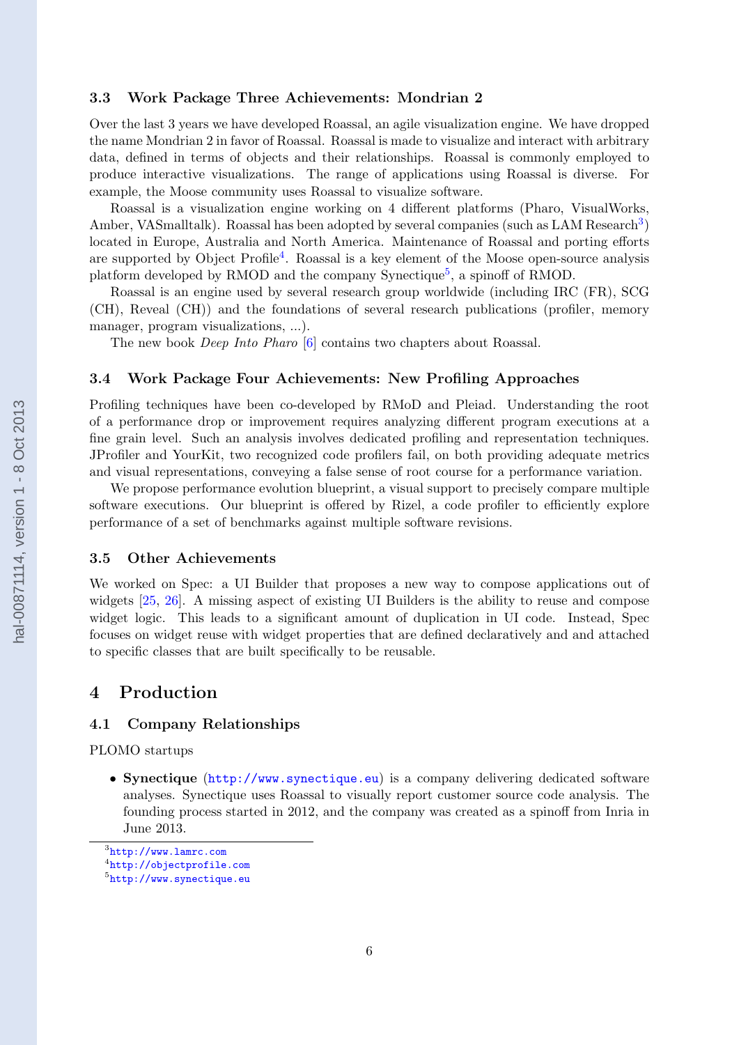### 3.3 Work Package Three Achievements: Mondrian 2

Over the last 3 years we have developed Roassal, an agile visualization engine. We have dropped the name Mondrian 2 in favor of Roassal. Roassal is made to visualize and interact with arbitrary data, defined in terms of objects and their relationships. Roassal is commonly employed to produce interactive visualizations. The range of applications using Roassal is diverse. For example, the Moose community uses Roassal to visualize software.

Roassal is a visualization engine working on 4 different platforms (Pharo, VisualWorks, Amber, VASmalltalk). Roassal has been adopted by several companies (such as LAM Research[3]) located in Europe, Australia and North America. Maintenance of Roassal and porting efforts are supported by Object Profile[4]. Roassal is a key element of the Moose open-source analysis platform developed by RMOD and the company Synectique[5], a spinoff of RMOD.

Roassal is an engine used by several research group worldwide (including IRC (FR), SCG (CH), Reveal (CH)) and the foundations of several research publications (profiler, memory manager, program visualizations, ...).

The new book *Deep Into Pharo* [6] contains two chapters about Roassal.

### 3.4 Work Package Four Achievements: New Profiling Approaches

Profiling techniques have been co-developed by RMoD and Pleiad. Understanding the root of a performance drop or improvement requires analyzing different program executions at a fine grain level. Such an analysis involves dedicated profiling and representation techniques. JProfiler and YourKit, two recognized code profilers fail, on both providing adequate metrics and visual representations, conveying a false sense of root course for a performance variation.

We propose performance evolution blueprint, a visual support to precisely compare multiple software executions. Our blueprint is offered by Rizel, a code profiler to efficiently explore performance of a set of benchmarks against multiple software revisions.

### 3.5 Other Achievements

We worked on Spec: a UI Builder that proposes a new way to compose applications out of widgets [25, 26]. A missing aspect of existing UI Builders is the ability to reuse and compose widget logic. This leads to a significant amount of duplication in UI code. Instead, Spec focuses on widget reuse with widget properties that are defined declaratively and and attached to specific classes that are built specifically to be reusable.

## 4 Production

### 4.1 Company Relationships

PLOMO startups

- **Synectique** (http://www.synectique.eu) is a company delivering dedicated software analyses. Synectique uses Roassal to visually report customer source code analysis. The founding process started in 2012, and the company was created as a spinoff from Inria in June 2013.

[3] http://www.lamrc.com
[4] http://objectprofile.com
[5] http://www.synectique.eu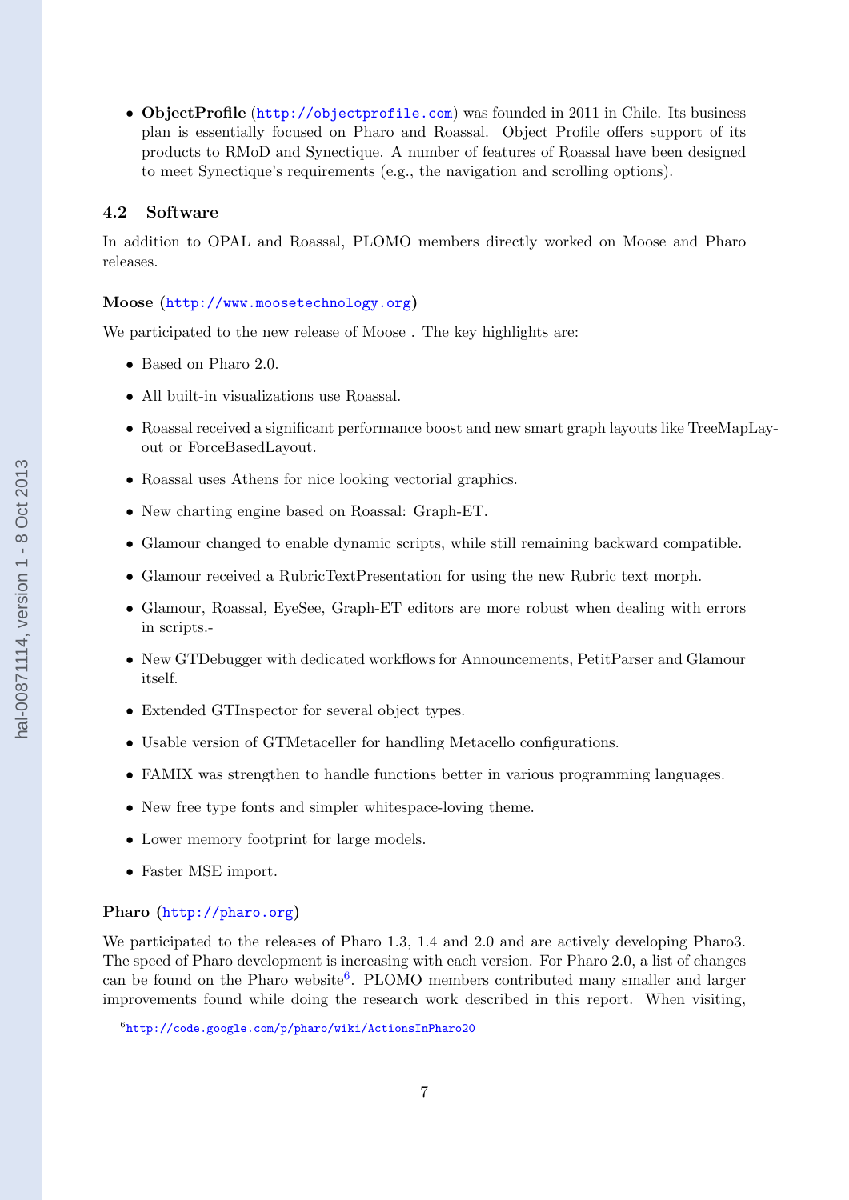- **ObjectProfile** (http://objectprofile.com) was founded in 2011 in Chile. Its business plan is essentially focused on Pharo and Roassal. Object Profile offers support of its products to RMoD and Synectique. A number of features of Roassal have been designed to meet Synectique's requirements (e.g., the navigation and scrolling options).

### 4.2 Software

In addition to OPAL and Roassal, PLOMO members directly worked on Moose and Pharo releases.

**Moose** (http://www.moosetechnology.org)

We participated to the new release of Moose . The key highlights are:

- Based on Pharo 2.0.
- All built-in visualizations use Roassal.
- Roassal received a significant performance boost and new smart graph layouts like TreeMapLayout or ForceBasedLayout.
- Roassal uses Athens for nice looking vectorial graphics.
- New charting engine based on Roassal: Graph-ET.
- Glamour changed to enable dynamic scripts, while still remaining backward compatible.
- Glamour received a RubricTextPresentation for using the new Rubric text morph.
- Glamour, Roassal, EyeSee, Graph-ET editors are more robust when dealing with errors in scripts.-
- New GTDebugger with dedicated workflows for Announcements, PetitParser and Glamour itself.
- Extended GTInspector for several object types.
- Usable version of GTMetaceller for handling Metacello configurations.
- FAMIX was strengthen to handle functions better in various programming languages.
- New free type fonts and simpler whitespace-loving theme.
- Lower memory footprint for large models.
- Faster MSE import.

**Pharo** (http://pharo.org)

We participated to the releases of Pharo 1.3, 1.4 and 2.0 and are actively developing Pharo3. The speed of Pharo development is increasing with each version. For Pharo 2.0, a list of changes can be found on the Pharo website[6]. PLOMO members contributed many smaller and larger improvements found while doing the research work described in this report. When visiting,

[6] http://code.google.com/p/pharo/wiki/ActionsInPharo20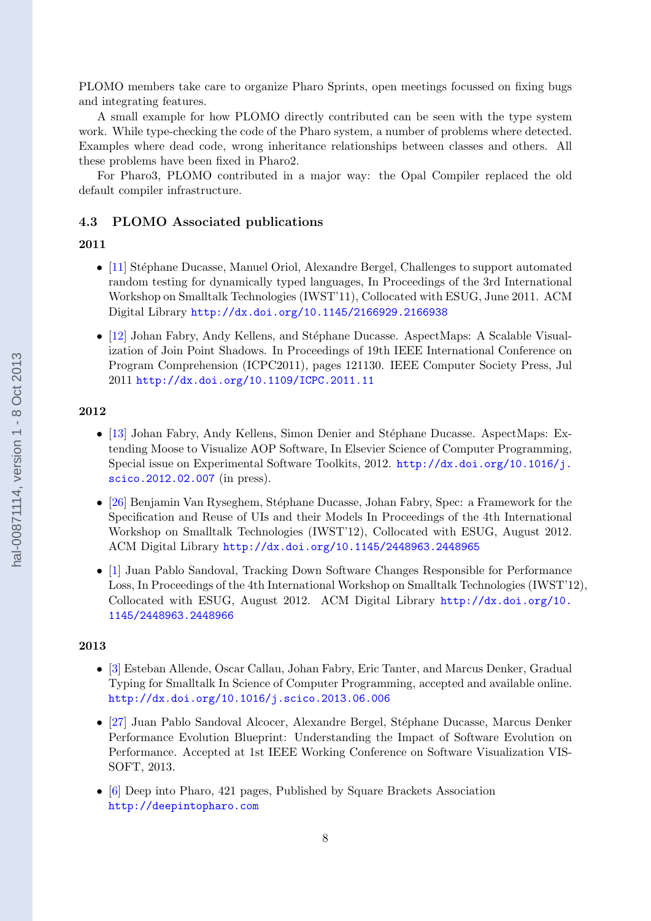PLOMO members take care to organize Pharo Sprints, open meetings focussed on fixing bugs and integrating features.

A small example for how PLOMO directly contributed can be seen with the type system work. While type-checking the code of the Pharo system, a number of problems where detected. Examples where dead code, wrong inheritance relationships between classes and others. All these problems have been fixed in Pharo2.

For Pharo3, PLOMO contributed in a major way: the Opal Compiler replaced the old default compiler infrastructure.

### 4.3 PLOMO Associated publications

**2011**

- [11] Stéphane Ducasse, Manuel Oriol, Alexandre Bergel, Challenges to support automated random testing for dynamically typed languages, In Proceedings of the 3rd International Workshop on Smalltalk Technologies (IWST'11), Collocated with ESUG, June 2011. ACM Digital Library http://dx.doi.org/10.1145/2166929.2166938

- [12] Johan Fabry, Andy Kellens, and Stéphane Ducasse. AspectMaps: A Scalable Visualization of Join Point Shadows. In Proceedings of 19th IEEE International Conference on Program Comprehension (ICPC2011), pages 121130. IEEE Computer Society Press, Jul 2011 http://dx.doi.org/10.1109/ICPC.2011.11

**2012**

- [13] Johan Fabry, Andy Kellens, Simon Denier and Stéphane Ducasse. AspectMaps: Extending Moose to Visualize AOP Software, In Elsevier Science of Computer Programming, Special issue on Experimental Software Toolkits, 2012. http://dx.doi.org/10.1016/j.scico.2012.02.007 (in press).

- [26] Benjamin Van Ryseghem, Stéphane Ducasse, Johan Fabry, Spec: a Framework for the Specification and Reuse of UIs and their Models In Proceedings of the 4th International Workshop on Smalltalk Technologies (IWST'12), Collocated with ESUG, August 2012. ACM Digital Library http://dx.doi.org/10.1145/2448963.2448965

- [1] Juan Pablo Sandoval, Tracking Down Software Changes Responsible for Performance Loss, In Proceedings of the 4th International Workshop on Smalltalk Technologies (IWST'12), Collocated with ESUG, August 2012. ACM Digital Library http://dx.doi.org/10.1145/2448963.2448966

**2013**

- [3] Esteban Allende, Oscar Callau, Johan Fabry, Eric Tanter, and Marcus Denker, Gradual Typing for Smalltalk In Science of Computer Programming, accepted and available online. http://dx.doi.org/10.1016/j.scico.2013.06.006

- [27] Juan Pablo Sandoval Alcocer, Alexandre Bergel, Stéphane Ducasse, Marcus Denker Performance Evolution Blueprint: Understanding the Impact of Software Evolution on Performance. Accepted at 1st IEEE Working Conference on Software Visualization VISSOFT, 2013.

- [6] Deep into Pharo, 421 pages, Published by Square Brackets Association http://deepintopharo.com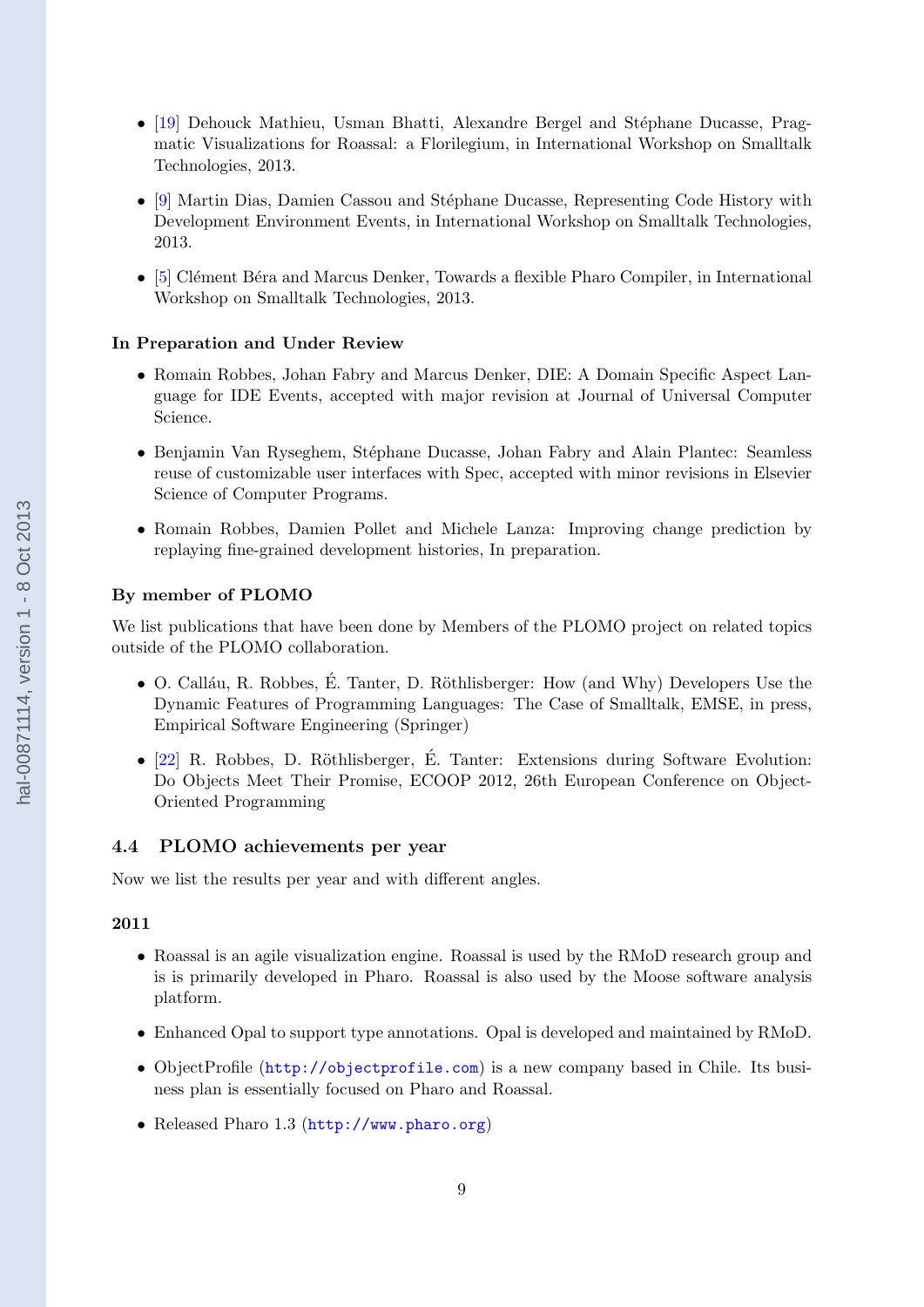- [19] Dehouck Mathieu, Usman Bhatti, Alexandre Bergel and Stéphane Ducasse, Pragmatic Visualizations for Roassal: a Florilegium, in International Workshop on Smalltalk Technologies, 2013.
- [9] Martin Dias, Damien Cassou and Stéphane Ducasse, Representing Code History with Development Environment Events, in International Workshop on Smalltalk Technologies, 2013.
- [5] Clément Béra and Marcus Denker, Towards a flexible Pharo Compiler, in International Workshop on Smalltalk Technologies, 2013.

**In Preparation and Under Review**

- Romain Robbes, Johan Fabry and Marcus Denker, DIE: A Domain Specific Aspect Language for IDE Events, accepted with major revision at Journal of Universal Computer Science.
- Benjamin Van Ryseghem, Stéphane Ducasse, Johan Fabry and Alain Plantec: Seamless reuse of customizable user interfaces with Spec, accepted with minor revisions in Elsevier Science of Computer Programs.
- Romain Robbes, Damien Pollet and Michele Lanza: Improving change prediction by replaying fine-grained development histories, In preparation.

**By member of PLOMO**

We list publications that have been done by Members of the PLOMO project on related topics outside of the PLOMO collaboration.

- O. Calláu, R. Robbes, É. Tanter, D. Röthlisberger: How (and Why) Developers Use the Dynamic Features of Programming Languages: The Case of Smalltalk, EMSE, in press, Empirical Software Engineering (Springer)
- [22] R. Robbes, D. Röthlisberger, É. Tanter: Extensions during Software Evolution: Do Objects Meet Their Promise, ECOOP 2012, 26th European Conference on Object-Oriented Programming

### 4.4 PLOMO achievements per year

Now we list the results per year and with different angles.

**2011**

- Roassal is an agile visualization engine. Roassal is used by the RMoD research group and is is primarily developed in Pharo. Roassal is also used by the Moose software analysis platform.
- Enhanced Opal to support type annotations. Opal is developed and maintained by RMoD.
- ObjectProfile (http://objectprofile.com) is a new company based in Chile. Its business plan is essentially focused on Pharo and Roassal.
- Released Pharo 1.3 (http://www.pharo.org)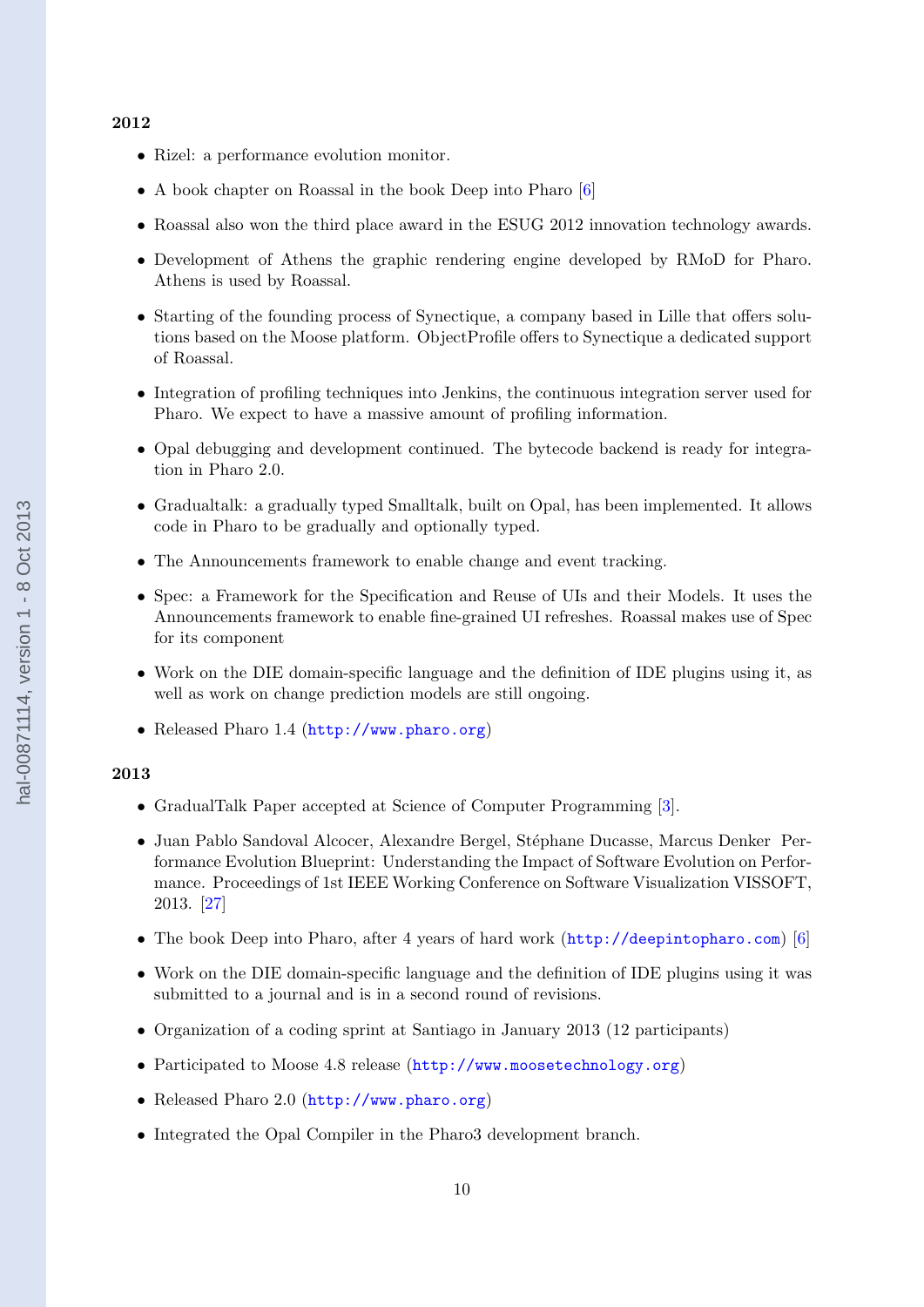**2012**

- Rizel: a performance evolution monitor.
- A book chapter on Roassal in the book Deep into Pharo [6]
- Roassal also won the third place award in the ESUG 2012 innovation technology awards.
- Development of Athens the graphic rendering engine developed by RMoD for Pharo. Athens is used by Roassal.
- Starting of the founding process of Synectique, a company based in Lille that offers solutions based on the Moose platform. ObjectProfile offers to Synectique a dedicated support of Roassal.
- Integration of profiling techniques into Jenkins, the continuous integration server used for Pharo. We expect to have a massive amount of profiling information.
- Opal debugging and development continued. The bytecode backend is ready for integration in Pharo 2.0.
- Gradualtalk: a gradually typed Smalltalk, built on Opal, has been implemented. It allows code in Pharo to be gradually and optionally typed.
- The Announcements framework to enable change and event tracking.
- Spec: a Framework for the Specification and Reuse of UIs and their Models. It uses the Announcements framework to enable fine-grained UI refreshes. Roassal makes use of Spec for its component
- Work on the DIE domain-specific language and the definition of IDE plugins using it, as well as work on change prediction models are still ongoing.
- Released Pharo 1.4 (http://www.pharo.org)

**2013**

- GradualTalk Paper accepted at Science of Computer Programming [3].
- Juan Pablo Sandoval Alcocer, Alexandre Bergel, Stéphane Ducasse, Marcus Denker Performance Evolution Blueprint: Understanding the Impact of Software Evolution on Performance. Proceedings of 1st IEEE Working Conference on Software Visualization VISSOFT, 2013. [27]
- The book Deep into Pharo, after 4 years of hard work (http://deepintopharo.com) [6]
- Work on the DIE domain-specific language and the definition of IDE plugins using it was submitted to a journal and is in a second round of revisions.
- Organization of a coding sprint at Santiago in January 2013 (12 participants)
- Participated to Moose 4.8 release (http://www.moosetechnology.org)
- Released Pharo 2.0 (http://www.pharo.org)
- Integrated the Opal Compiler in the Pharo3 development branch.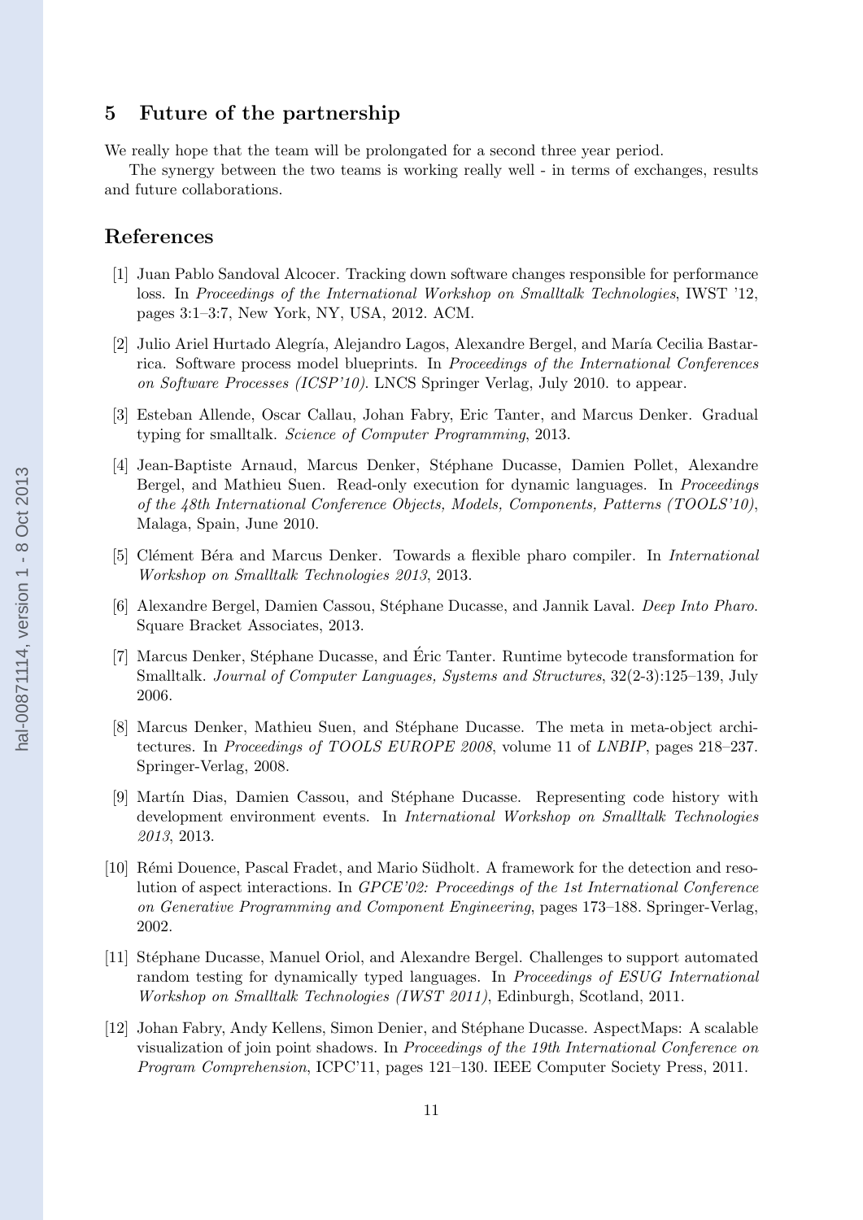## 5 Future of the partnership

We really hope that the team will be prolongated for a second three year period.

The synergy between the two teams is working really well - in terms of exchanges, results and future collaborations.

## References

[1] Juan Pablo Sandoval Alcocer. Tracking down software changes responsible for performance loss. In *Proceedings of the International Workshop on Smalltalk Technologies*, IWST '12, pages 3:1–3:7, New York, NY, USA, 2012. ACM.

[2] Julio Ariel Hurtado Alegría, Alejandro Lagos, Alexandre Bergel, and María Cecilia Bastarrica. Software process model blueprints. In *Proceedings of the International Conferences on Software Processes (ICSP'10)*. LNCS Springer Verlag, July 2010. to appear.

[3] Esteban Allende, Oscar Callau, Johan Fabry, Eric Tanter, and Marcus Denker. Gradual typing for smalltalk. *Science of Computer Programming*, 2013.

[4] Jean-Baptiste Arnaud, Marcus Denker, Stéphane Ducasse, Damien Pollet, Alexandre Bergel, and Mathieu Suen. Read-only execution for dynamic languages. In *Proceedings of the 48th International Conference Objects, Models, Components, Patterns (TOOLS'10)*, Malaga, Spain, June 2010.

[5] Clément Béra and Marcus Denker. Towards a flexible pharo compiler. In *International Workshop on Smalltalk Technologies 2013*, 2013.

[6] Alexandre Bergel, Damien Cassou, Stéphane Ducasse, and Jannik Laval. *Deep Into Pharo*. Square Bracket Associates, 2013.

[7] Marcus Denker, Stéphane Ducasse, and Éric Tanter. Runtime bytecode transformation for Smalltalk. *Journal of Computer Languages, Systems and Structures*, 32(2-3):125–139, July 2006.

[8] Marcus Denker, Mathieu Suen, and Stéphane Ducasse. The meta in meta-object architectures. In *Proceedings of TOOLS EUROPE 2008*, volume 11 of *LNBIP*, pages 218–237. Springer-Verlag, 2008.

[9] Martín Dias, Damien Cassou, and Stéphane Ducasse. Representing code history with development environment events. In *International Workshop on Smalltalk Technologies 2013*, 2013.

[10] Rémi Douence, Pascal Fradet, and Mario Südholt. A framework for the detection and resolution of aspect interactions. In *GPCE'02: Proceedings of the 1st International Conference on Generative Programming and Component Engineering*, pages 173–188. Springer-Verlag, 2002.

[11] Stéphane Ducasse, Manuel Oriol, and Alexandre Bergel. Challenges to support automated random testing for dynamically typed languages. In *Proceedings of ESUG International Workshop on Smalltalk Technologies (IWST 2011)*, Edinburgh, Scotland, 2011.

[12] Johan Fabry, Andy Kellens, Simon Denier, and Stéphane Ducasse. AspectMaps: A scalable visualization of join point shadows. In *Proceedings of the 19th International Conference on Program Comprehension*, ICPC'11, pages 121–130. IEEE Computer Society Press, 2011.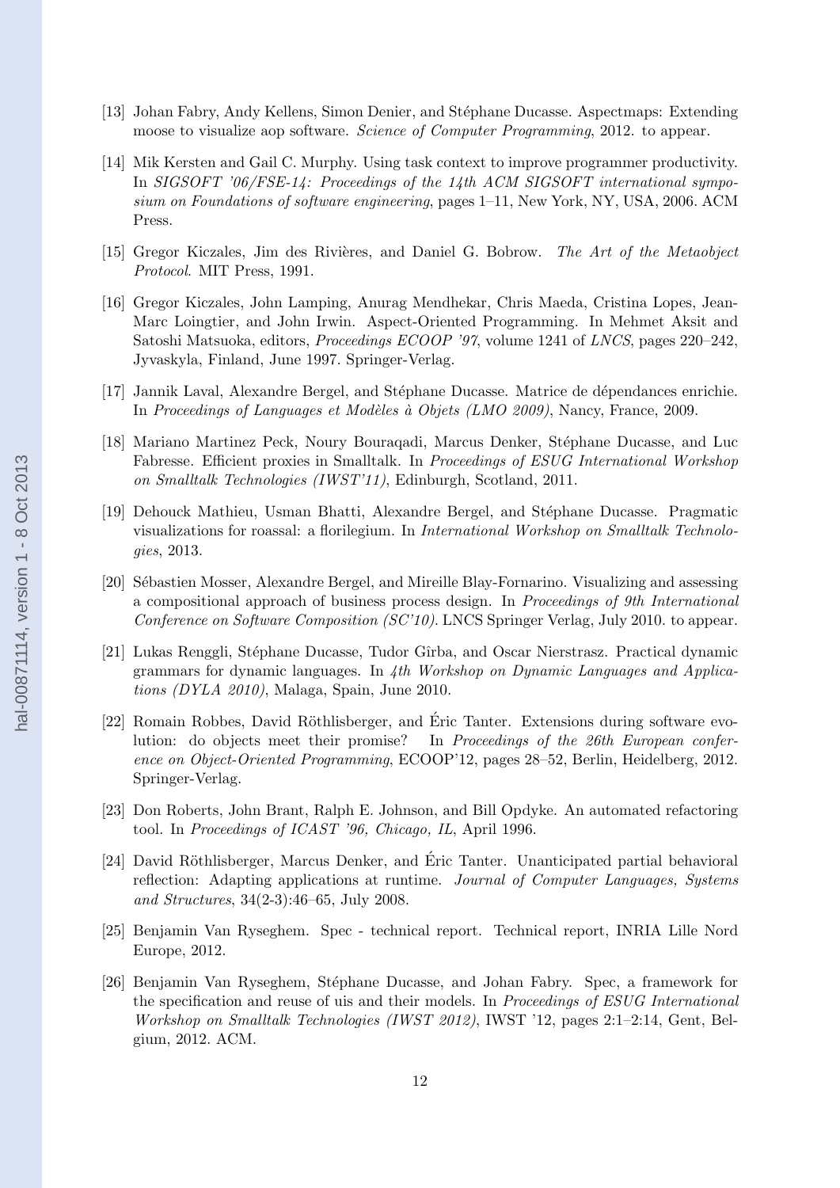[13] Johan Fabry, Andy Kellens, Simon Denier, and Stéphane Ducasse. Aspectmaps: Extending moose to visualize aop software. *Science of Computer Programming*, 2012. to appear.

[14] Mik Kersten and Gail C. Murphy. Using task context to improve programmer productivity. In *SIGSOFT '06/FSE-14: Proceedings of the 14th ACM SIGSOFT international symposium on Foundations of software engineering*, pages 1–11, New York, NY, USA, 2006. ACM Press.

[15] Gregor Kiczales, Jim des Rivières, and Daniel G. Bobrow. *The Art of the Metaobject Protocol*. MIT Press, 1991.

[16] Gregor Kiczales, John Lamping, Anurag Mendhekar, Chris Maeda, Cristina Lopes, Jean-Marc Loingtier, and John Irwin. Aspect-Oriented Programming. In Mehmet Aksit and Satoshi Matsuoka, editors, *Proceedings ECOOP '97*, volume 1241 of *LNCS*, pages 220–242, Jyvaskyla, Finland, June 1997. Springer-Verlag.

[17] Jannik Laval, Alexandre Bergel, and Stéphane Ducasse. Matrice de dépendances enrichie. In *Proceedings of Languages et Modèles à Objets (LMO 2009)*, Nancy, France, 2009.

[18] Mariano Martinez Peck, Noury Bouraqadi, Marcus Denker, Stéphane Ducasse, and Luc Fabresse. Efficient proxies in Smalltalk. In *Proceedings of ESUG International Workshop on Smalltalk Technologies (IWST'11)*, Edinburgh, Scotland, 2011.

[19] Dehouck Mathieu, Usman Bhatti, Alexandre Bergel, and Stéphane Ducasse. Pragmatic visualizations for roassal: a florilegium. In *International Workshop on Smalltalk Technologies*, 2013.

[20] Sébastien Mosser, Alexandre Bergel, and Mireille Blay-Fornarino. Visualizing and assessing a compositional approach of business process design. In *Proceedings of 9th International Conference on Software Composition (SC'10)*. LNCS Springer Verlag, July 2010. to appear.

[21] Lukas Renggli, Stéphane Ducasse, Tudor Gîrba, and Oscar Nierstrasz. Practical dynamic grammars for dynamic languages. In *4th Workshop on Dynamic Languages and Applications (DYLA 2010)*, Malaga, Spain, June 2010.

[22] Romain Robbes, David Röthlisberger, and Éric Tanter. Extensions during software evolution: do objects meet their promise? In *Proceedings of the 26th European conference on Object-Oriented Programming*, ECOOP'12, pages 28–52, Berlin, Heidelberg, 2012. Springer-Verlag.

[23] Don Roberts, John Brant, Ralph E. Johnson, and Bill Opdyke. An automated refactoring tool. In *Proceedings of ICAST '96, Chicago, IL*, April 1996.

[24] David Röthlisberger, Marcus Denker, and Éric Tanter. Unanticipated partial behavioral reflection: Adapting applications at runtime. *Journal of Computer Languages, Systems and Structures*, 34(2-3):46–65, July 2008.

[25] Benjamin Van Ryseghem. Spec - technical report. Technical report, INRIA Lille Nord Europe, 2012.

[26] Benjamin Van Ryseghem, Stéphane Ducasse, and Johan Fabry. Spec, a framework for the specification and reuse of uis and their models. In *Proceedings of ESUG International Workshop on Smalltalk Technologies (IWST 2012)*, IWST '12, pages 2:1–2:14, Gent, Belgium, 2012. ACM.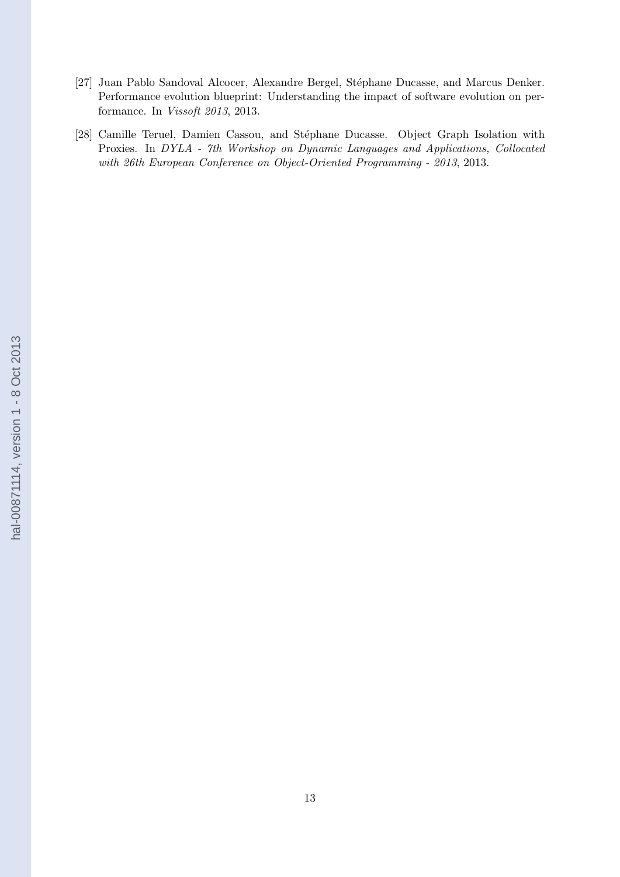[27] Juan Pablo Sandoval Alcocer, Alexandre Bergel, Stéphane Ducasse, and Marcus Denker. Performance evolution blueprint: Understanding the impact of software evolution on performance. In *Vissoft 2013*, 2013.

[28] Camille Teruel, Damien Cassou, and Stéphane Ducasse. Object Graph Isolation with Proxies. In *DYLA - 7th Workshop on Dynamic Languages and Applications, Collocated with 26th European Conference on Object-Oriented Programming - 2013*, 2013.